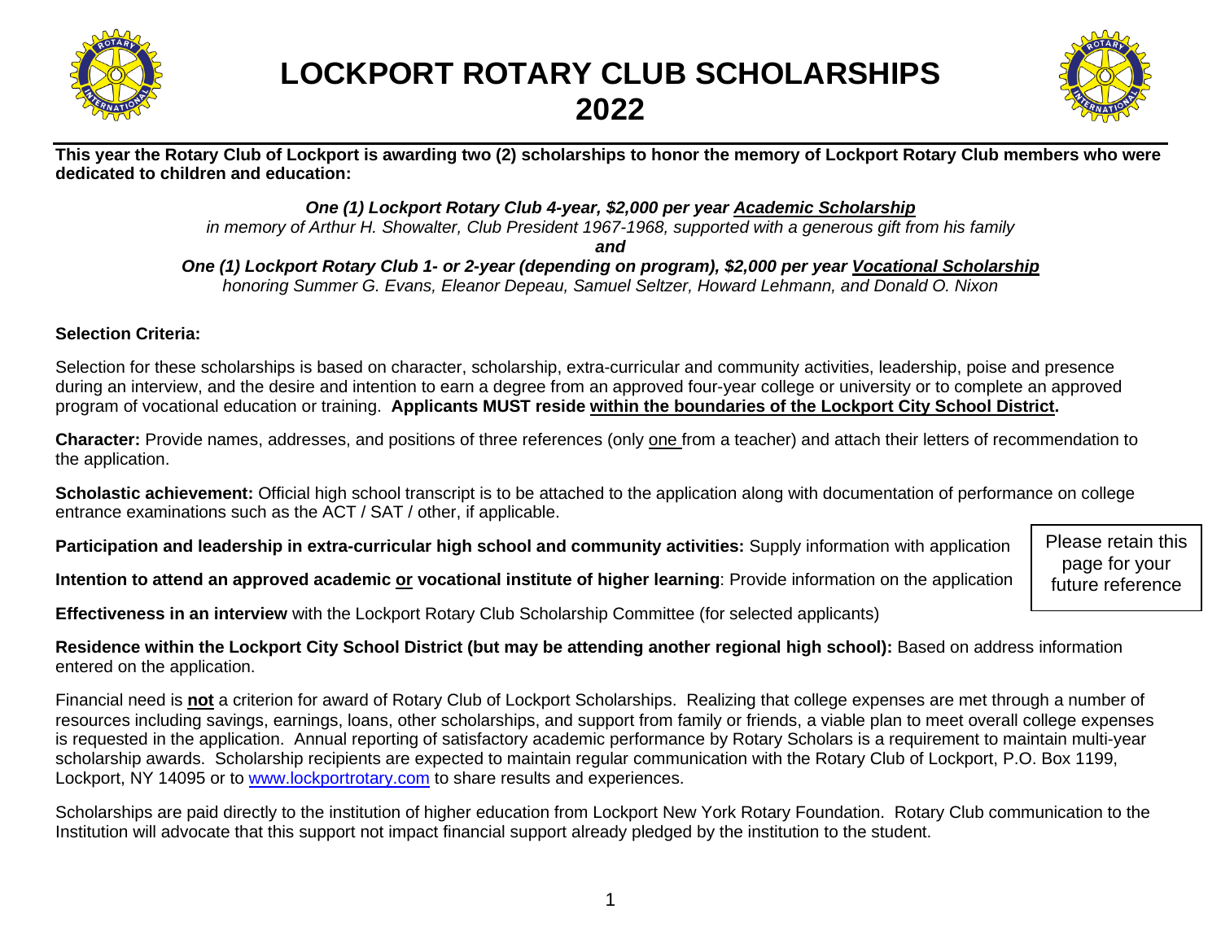# LOCKPORT ROTARY CLUB SCHOLARSHIPS 2022

**This year the Rotary Club of Lockport is awarding two (2) scholarships to honor the memory of Lockport Rotary Club members who were dedicated to children and education:**

***One (1) Lockport Rotary Club 4-year, $2,000 per year Academic Scholarship***
*in memory of Arthur H. Showalter, Club President 1967-1968, supported with a generous gift from his family*
***and***
***One (1) Lockport Rotary Club 1- or 2-year (depending on program), $2,000 per year Vocational Scholarship***
*honoring Summer G. Evans, Eleanor Depeau, Samuel Seltzer, Howard Lehmann, and Donald O. Nixon*

**Selection Criteria:**

Selection for these scholarships is based on character, scholarship, extra-curricular and community activities, leadership, poise and presence during an interview, and the desire and intention to earn a degree from an approved four-year college or university or to complete an approved program of vocational education or training. **Applicants MUST reside within the boundaries of the Lockport City School District.**

**Character:** Provide names, addresses, and positions of three references (only one from a teacher) and attach their letters of recommendation to the application.

**Scholastic achievement:** Official high school transcript is to be attached to the application along with documentation of performance on college entrance examinations such as the ACT / SAT / other, if applicable.

**Participation and leadership in extra-curricular high school and community activities:** Supply information with application

**Intention to attend an approved academic or vocational institute of higher learning**: Provide information on the application

Please retain this page for your future reference

**Effectiveness in an interview** with the Lockport Rotary Club Scholarship Committee (for selected applicants)

**Residence within the Lockport City School District (but may be attending another regional high school):** Based on address information entered on the application.

Financial need is **not** a criterion for award of Rotary Club of Lockport Scholarships. Realizing that college expenses are met through a number of resources including savings, earnings, loans, other scholarships, and support from family or friends, a viable plan to meet overall college expenses is requested in the application. Annual reporting of satisfactory academic performance by Rotary Scholars is a requirement to maintain multi-year scholarship awards. Scholarship recipients are expected to maintain regular communication with the Rotary Club of Lockport, P.O. Box 1199, Lockport, NY 14095 or to www.lockportrotary.com to share results and experiences.

Scholarships are paid directly to the institution of higher education from Lockport New York Rotary Foundation. Rotary Club communication to the Institution will advocate that this support not impact financial support already pledged by the institution to the student.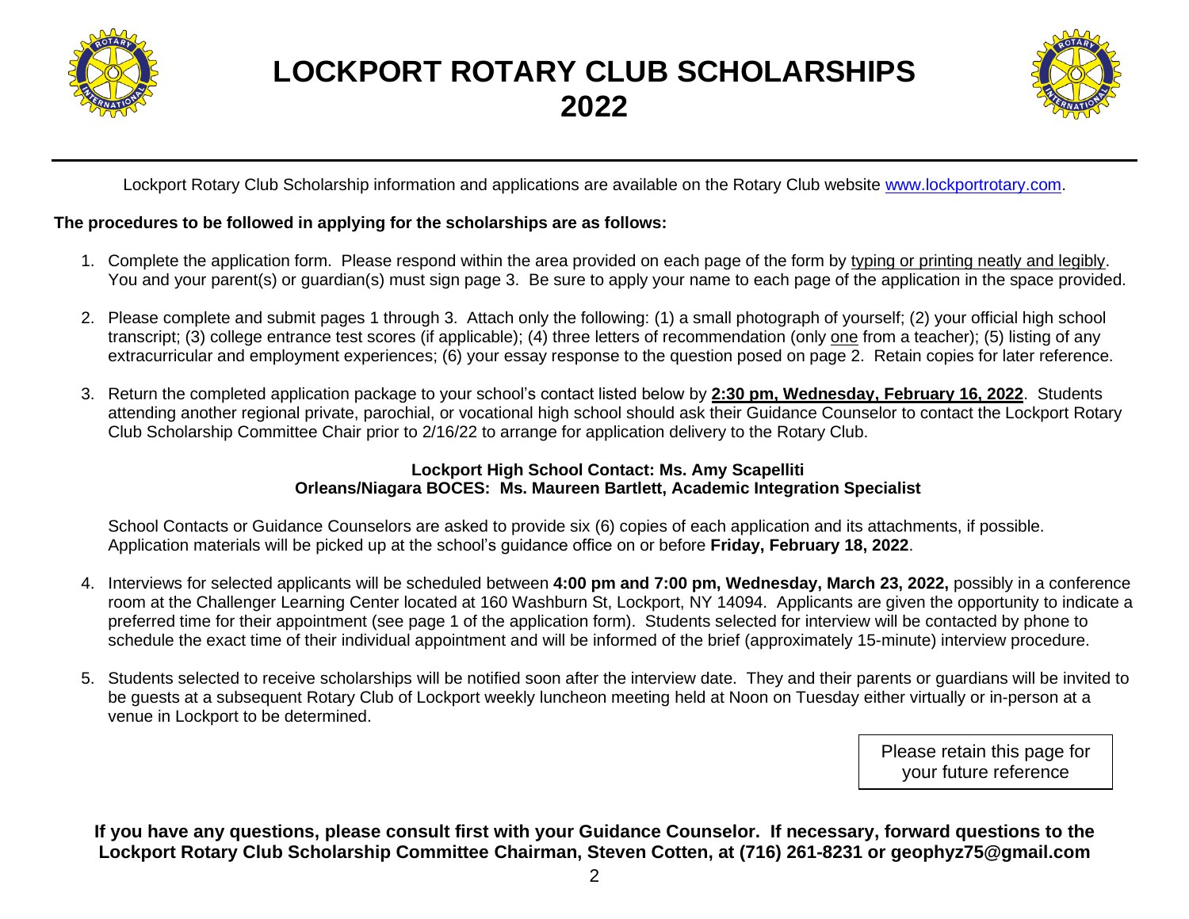# LOCKPORT ROTARY CLUB SCHOLARSHIPS 2022

Lockport Rotary Club Scholarship information and applications are available on the Rotary Club website www.lockportrotary.com.

**The procedures to be followed in applying for the scholarships are as follows:**

1. Complete the application form. Please respond within the area provided on each page of the form by typing or printing neatly and legibly. You and your parent(s) or guardian(s) must sign page 3. Be sure to apply your name to each page of the application in the space provided.

2. Please complete and submit pages 1 through 3. Attach only the following: (1) a small photograph of yourself; (2) your official high school transcript; (3) college entrance test scores (if applicable); (4) three letters of recommendation (only one from a teacher); (5) listing of any extracurricular and employment experiences; (6) your essay response to the question posed on page 2. Retain copies for later reference.

3. Return the completed application package to your school's contact listed below by **2:30 pm, Wednesday, February 16, 2022**. Students attending another regional private, parochial, or vocational high school should ask their Guidance Counselor to contact the Lockport Rotary Club Scholarship Committee Chair prior to 2/16/22 to arrange for application delivery to the Rotary Club.

   **Lockport High School Contact: Ms. Amy Scapelliti**
   **Orleans/Niagara BOCES: Ms. Maureen Bartlett, Academic Integration Specialist**

   School Contacts or Guidance Counselors are asked to provide six (6) copies of each application and its attachments, if possible. Application materials will be picked up at the school's guidance office on or before **Friday, February 18, 2022**.

4. Interviews for selected applicants will be scheduled between **4:00 pm and 7:00 pm, Wednesday, March 23, 2022,** possibly in a conference room at the Challenger Learning Center located at 160 Washburn St, Lockport, NY 14094. Applicants are given the opportunity to indicate a preferred time for their appointment (see page 1 of the application form). Students selected for interview will be contacted by phone to schedule the exact time of their individual appointment and will be informed of the brief (approximately 15-minute) interview procedure.

5. Students selected to receive scholarships will be notified soon after the interview date. They and their parents or guardians will be invited to be guests at a subsequent Rotary Club of Lockport weekly luncheon meeting held at Noon on Tuesday either virtually or in-person at a venue in Lockport to be determined.

Please retain this page for your future reference

**If you have any questions, please consult first with your Guidance Counselor. If necessary, forward questions to the Lockport Rotary Club Scholarship Committee Chairman, Steven Cotten, at (716) 261-8231 or geophyz75@gmail.com**